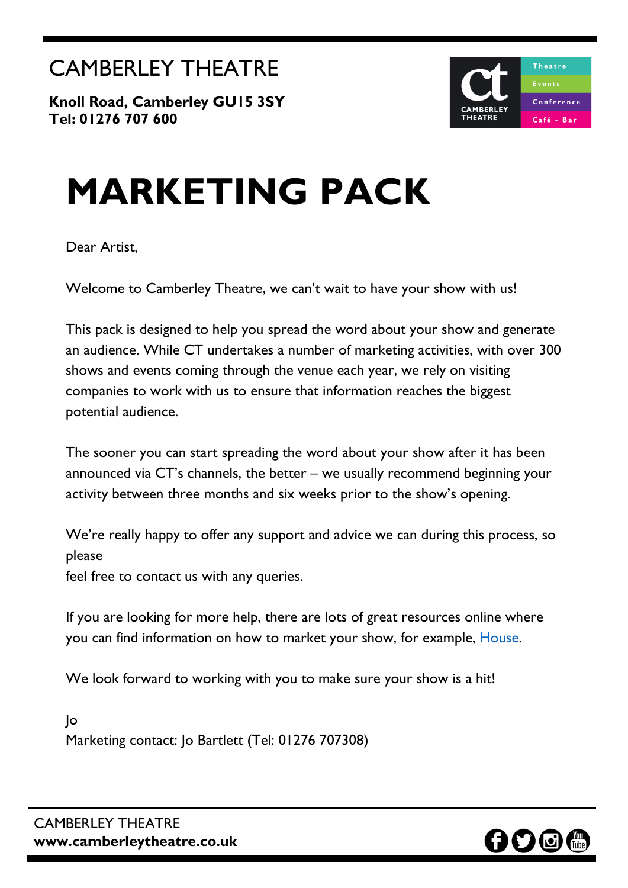CAMBERLEY THEATRE

**Knoll Road, Camberley GU15 3SY**
**Tel: 01276 707 600**

# MARKETING PACK

Dear Artist,

Welcome to Camberley Theatre, we can't wait to have your show with us!

This pack is designed to help you spread the word about your show and generate an audience. While CT undertakes a number of marketing activities, with over 300 shows and events coming through the venue each year, we rely on visiting companies to work with us to ensure that information reaches the biggest potential audience.

The sooner you can start spreading the word about your show after it has been announced via CT's channels, the better – we usually recommend beginning your activity between three months and six weeks prior to the show's opening.

We're really happy to offer any support and advice we can during this process, so please
feel free to contact us with any queries.

If you are looking for more help, there are lots of great resources online where you can find information on how to market your show, for example, House.

We look forward to working with you to make sure your show is a hit!

Jo
Marketing contact: Jo Bartlett (Tel: 01276 707308)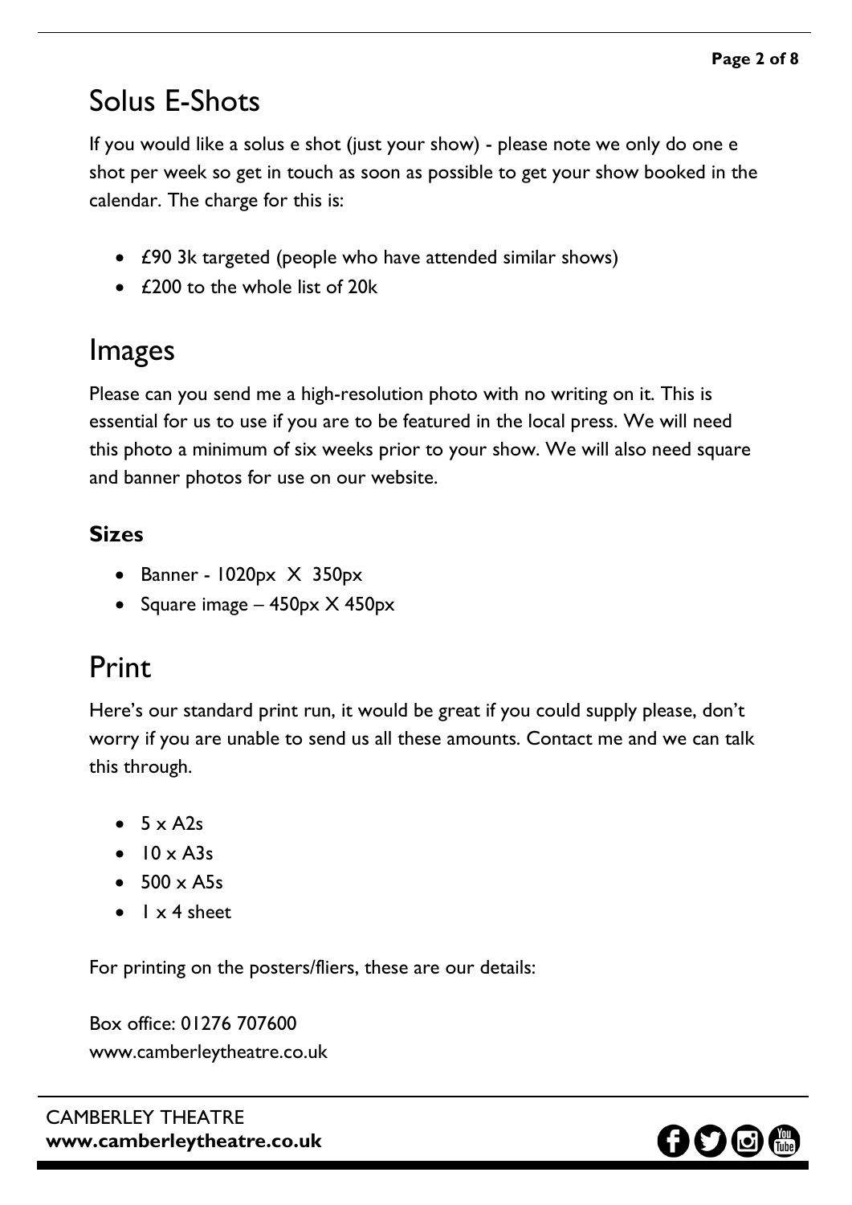## Solus E-Shots

If you would like a solus e shot (just your show) - please note we only do one e shot per week so get in touch as soon as possible to get your show booked in the calendar. The charge for this is:

- £90 3k targeted (people who have attended similar shows)
- £200 to the whole list of 20k

## Images

Please can you send me a high-resolution photo with no writing on it. This is essential for us to use if you are to be featured in the local press. We will need this photo a minimum of six weeks prior to your show. We will also need square and banner photos for use on our website.

### Sizes

- Banner - 1020px X 350px
- Square image – 450px X 450px

## Print

Here's our standard print run, it would be great if you could supply please, don't worry if you are unable to send us all these amounts. Contact me and we can talk this through.

- 5 x A2s
- 10 x A3s
- 500 x A5s
- 1 x 4 sheet

For printing on the posters/fliers, these are our details:

Box office: 01276 707600
www.camberleytheatre.co.uk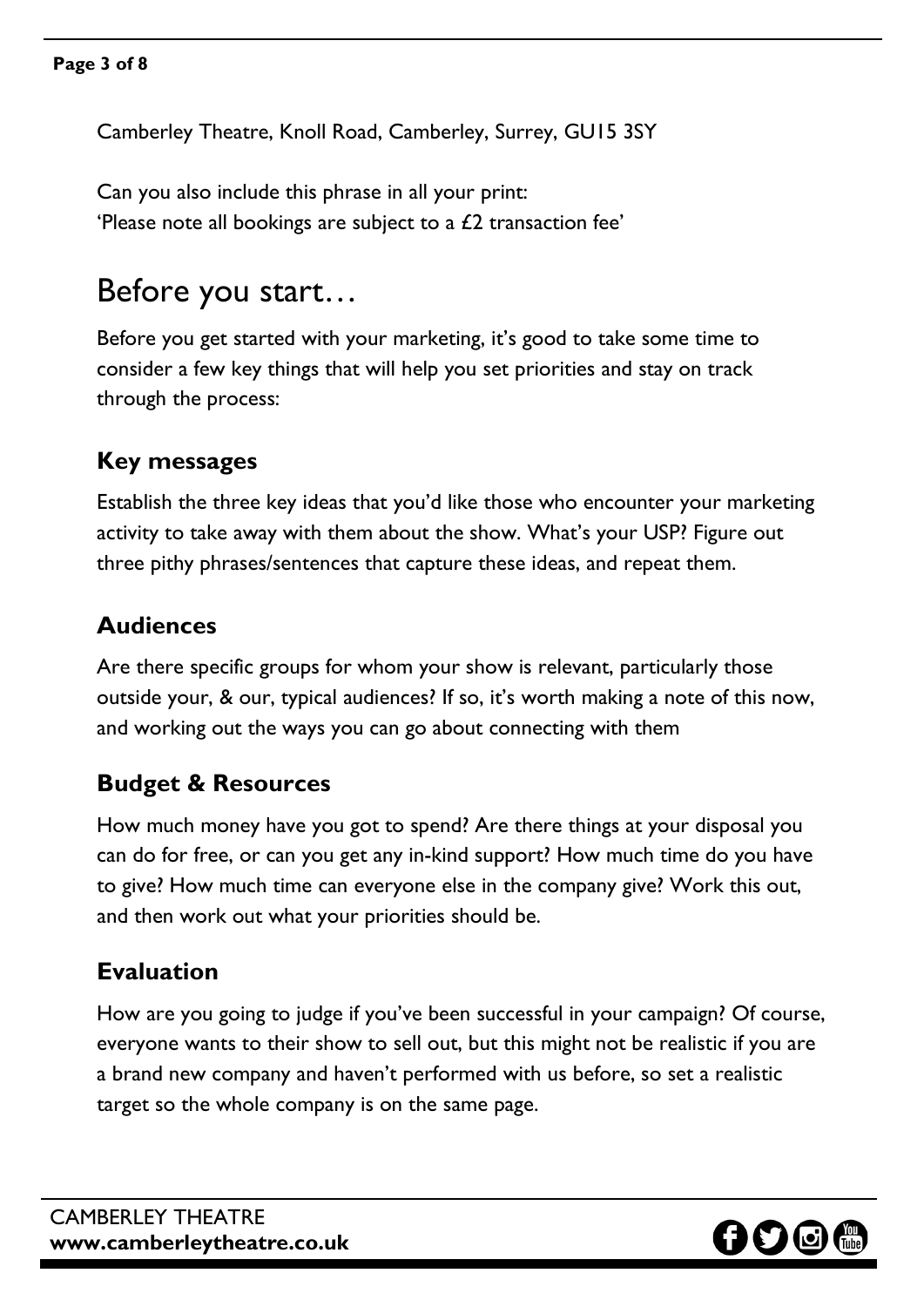Camberley Theatre, Knoll Road, Camberley, Surrey, GU15 3SY

Can you also include this phrase in all your print:
'Please note all bookings are subject to a £2 transaction fee'

# Before you start…

Before you get started with your marketing, it's good to take some time to consider a few key things that will help you set priorities and stay on track through the process:

## Key messages

Establish the three key ideas that you'd like those who encounter your marketing activity to take away with them about the show. What's your USP? Figure out three pithy phrases/sentences that capture these ideas, and repeat them.

## Audiences

Are there specific groups for whom your show is relevant, particularly those outside your, & our, typical audiences? If so, it's worth making a note of this now, and working out the ways you can go about connecting with them

## Budget & Resources

How much money have you got to spend? Are there things at your disposal you can do for free, or can you get any in-kind support? How much time do you have to give? How much time can everyone else in the company give? Work this out, and then work out what your priorities should be.

## Evaluation

How are you going to judge if you've been successful in your campaign? Of course, everyone wants to their show to sell out, but this might not be realistic if you are a brand new company and haven't performed with us before, so set a realistic target so the whole company is on the same page.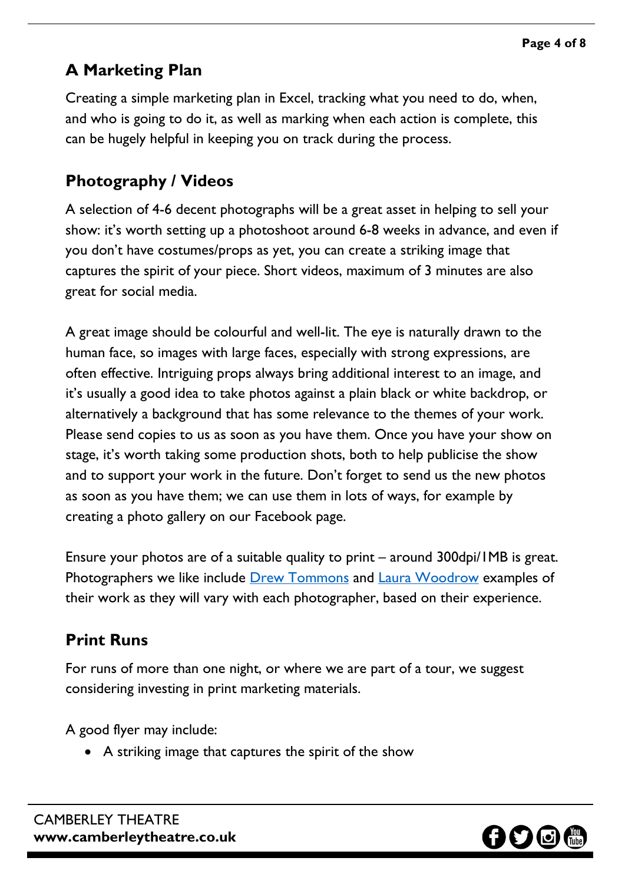## A Marketing Plan

Creating a simple marketing plan in Excel, tracking what you need to do, when, and who is going to do it, as well as marking when each action is complete, this can be hugely helpful in keeping you on track during the process.

## Photography / Videos

A selection of 4-6 decent photographs will be a great asset in helping to sell your show: it's worth setting up a photoshoot around 6-8 weeks in advance, and even if you don't have costumes/props as yet, you can create a striking image that captures the spirit of your piece. Short videos, maximum of 3 minutes are also great for social media.

A great image should be colourful and well-lit. The eye is naturally drawn to the human face, so images with large faces, especially with strong expressions, are often effective. Intriguing props always bring additional interest to an image, and it's usually a good idea to take photos against a plain black or white backdrop, or alternatively a background that has some relevance to the themes of your work. Please send copies to us as soon as you have them. Once you have your show on stage, it's worth taking some production shots, both to help publicise the show and to support your work in the future. Don't forget to send us the new photos as soon as you have them; we can use them in lots of ways, for example by creating a photo gallery on our Facebook page.

Ensure your photos are of a suitable quality to print – around 300dpi/1MB is great. Photographers we like include [Drew Tommons] and [Laura Woodrow] examples of their work as they will vary with each photographer, based on their experience.

## Print Runs

For runs of more than one night, or where we are part of a tour, we suggest considering investing in print marketing materials.

A good flyer may include:

- A striking image that captures the spirit of the show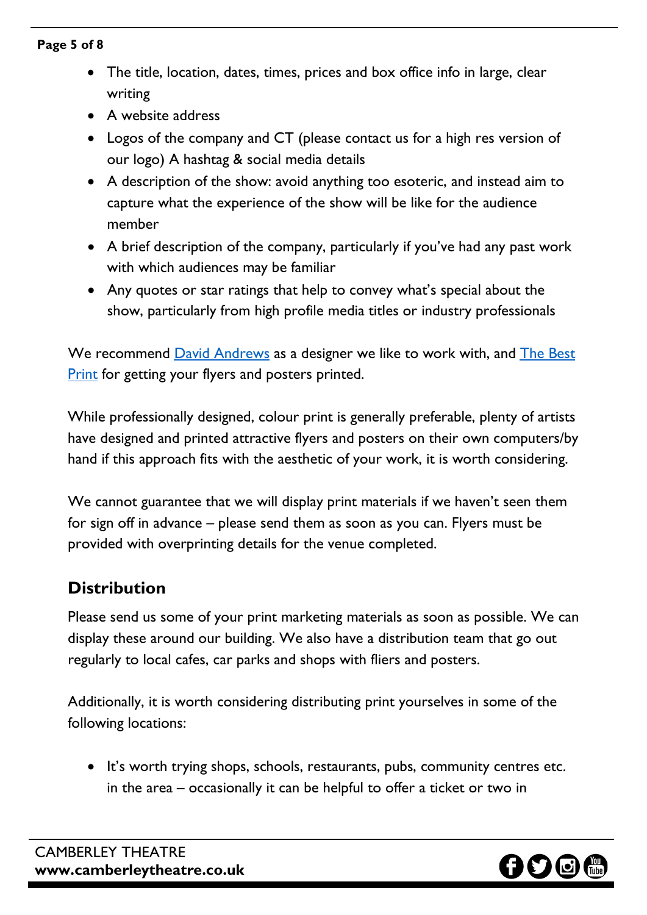- The title, location, dates, times, prices and box office info in large, clear writing
- A website address
- Logos of the company and CT (please contact us for a high res version of our logo) A hashtag & social media details
- A description of the show: avoid anything too esoteric, and instead aim to capture what the experience of the show will be like for the audience member
- A brief description of the company, particularly if you've had any past work with which audiences may be familiar
- Any quotes or star ratings that help to convey what's special about the show, particularly from high profile media titles or industry professionals

We recommend David Andrews as a designer we like to work with, and The Best Print for getting your flyers and posters printed.

While professionally designed, colour print is generally preferable, plenty of artists have designed and printed attractive flyers and posters on their own computers/by hand if this approach fits with the aesthetic of your work, it is worth considering.

We cannot guarantee that we will display print materials if we haven't seen them for sign off in advance – please send them as soon as you can. Flyers must be provided with overprinting details for the venue completed.

## Distribution

Please send us some of your print marketing materials as soon as possible. We can display these around our building. We also have a distribution team that go out regularly to local cafes, car parks and shops with fliers and posters.

Additionally, it is worth considering distributing print yourselves in some of the following locations:

- It's worth trying shops, schools, restaurants, pubs, community centres etc. in the area – occasionally it can be helpful to offer a ticket or two in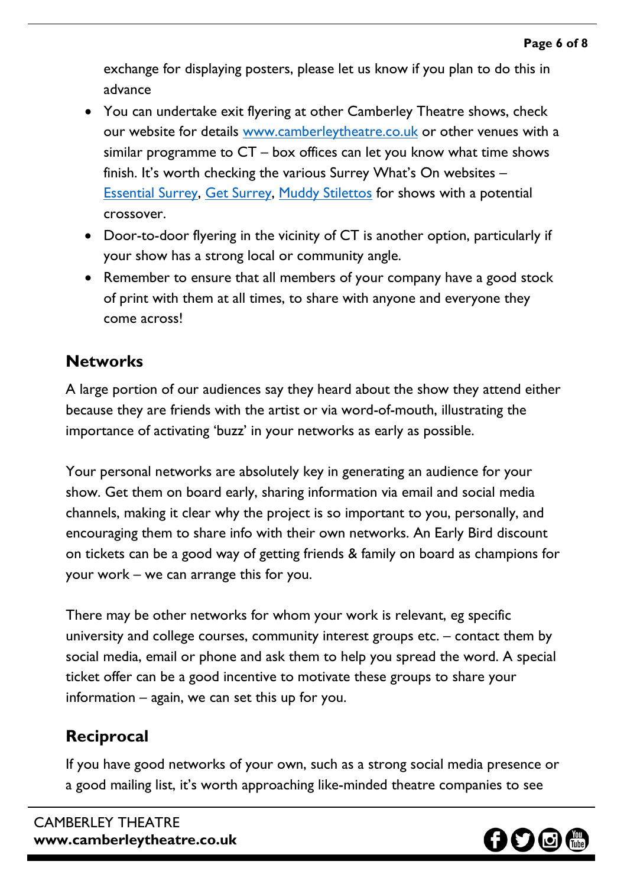exchange for displaying posters, please let us know if you plan to do this in advance

- You can undertake exit flyering at other Camberley Theatre shows, check our website for details [www.camberleytheatre.co.uk](http://www.camberleytheatre.co.uk) or other venues with a similar programme to CT – box offices can let you know what time shows finish. It's worth checking the various Surrey What's On websites – Essential Surrey, Get Surrey, Muddy Stilettos for shows with a potential crossover.
- Door-to-door flyering in the vicinity of CT is another option, particularly if your show has a strong local or community angle.
- Remember to ensure that all members of your company have a good stock of print with them at all times, to share with anyone and everyone they come across!

## Networks

A large portion of our audiences say they heard about the show they attend either because they are friends with the artist or via word-of-mouth, illustrating the importance of activating 'buzz' in your networks as early as possible.

Your personal networks are absolutely key in generating an audience for your show. Get them on board early, sharing information via email and social media channels, making it clear why the project is so important to you, personally, and encouraging them to share info with their own networks. An Early Bird discount on tickets can be a good way of getting friends & family on board as champions for your work – we can arrange this for you.

There may be other networks for whom your work is relevant, eg specific university and college courses, community interest groups etc. – contact them by social media, email or phone and ask them to help you spread the word. A special ticket offer can be a good incentive to motivate these groups to share your information – again, we can set this up for you.

## Reciprocal

If you have good networks of your own, such as a strong social media presence or a good mailing list, it's worth approaching like-minded theatre companies to see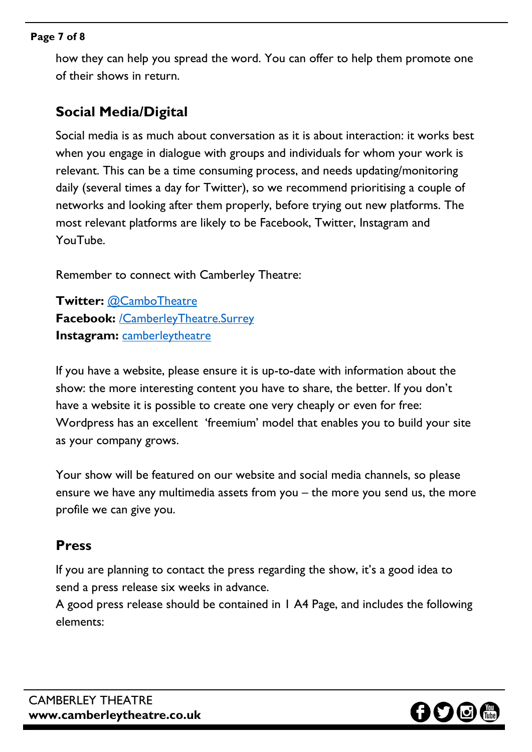how they can help you spread the word. You can offer to help them promote one of their shows in return.

## Social Media/Digital

Social media is as much about conversation as it is about interaction: it works best when you engage in dialogue with groups and individuals for whom your work is relevant. This can be a time consuming process, and needs updating/monitoring daily (several times a day for Twitter), so we recommend prioritising a couple of networks and looking after them properly, before trying out new platforms. The most relevant platforms are likely to be Facebook, Twitter, Instagram and YouTube.

Remember to connect with Camberley Theatre:

**Twitter:** @CamboTheatre
**Facebook:** /CamberleyTheatre.Surrey
**Instagram:** camberleytheatre

If you have a website, please ensure it is up-to-date with information about the show: the more interesting content you have to share, the better. If you don't have a website it is possible to create one very cheaply or even for free: Wordpress has an excellent 'freemium' model that enables you to build your site as your company grows.

Your show will be featured on our website and social media channels, so please ensure we have any multimedia assets from you – the more you send us, the more profile we can give you.

## Press

If you are planning to contact the press regarding the show, it's a good idea to send a press release six weeks in advance.
A good press release should be contained in 1 A4 Page, and includes the following elements: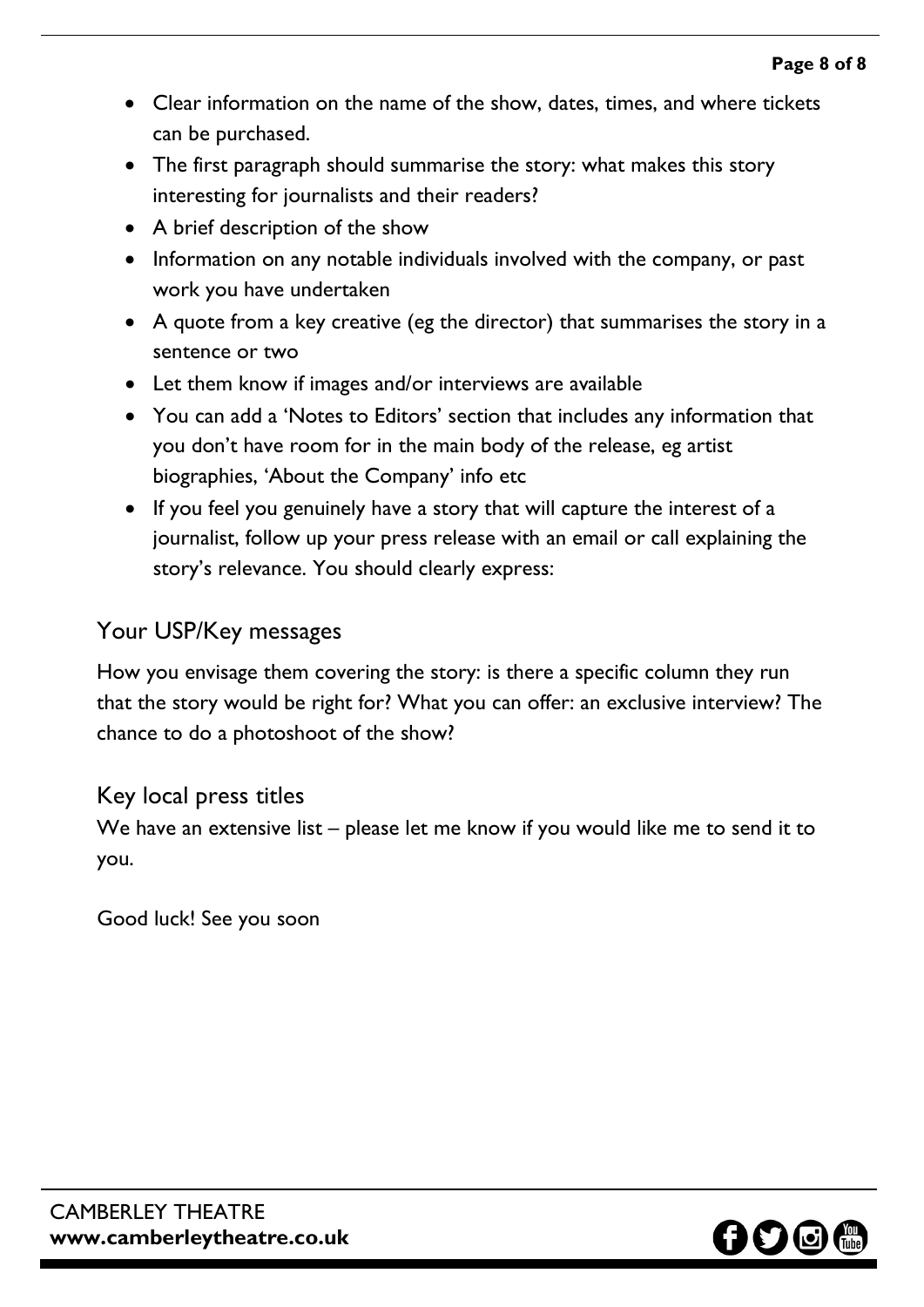- Clear information on the name of the show, dates, times, and where tickets can be purchased.
- The first paragraph should summarise the story: what makes this story interesting for journalists and their readers?
- A brief description of the show
- Information on any notable individuals involved with the company, or past work you have undertaken
- A quote from a key creative (eg the director) that summarises the story in a sentence or two
- Let them know if images and/or interviews are available
- You can add a 'Notes to Editors' section that includes any information that you don't have room for in the main body of the release, eg artist biographies, 'About the Company' info etc
- If you feel you genuinely have a story that will capture the interest of a journalist, follow up your press release with an email or call explaining the story's relevance. You should clearly express:

## Your USP/Key messages

How you envisage them covering the story: is there a specific column they run that the story would be right for? What you can offer: an exclusive interview? The chance to do a photoshoot of the show?

## Key local press titles

We have an extensive list – please let me know if you would like me to send it to you.

Good luck! See you soon